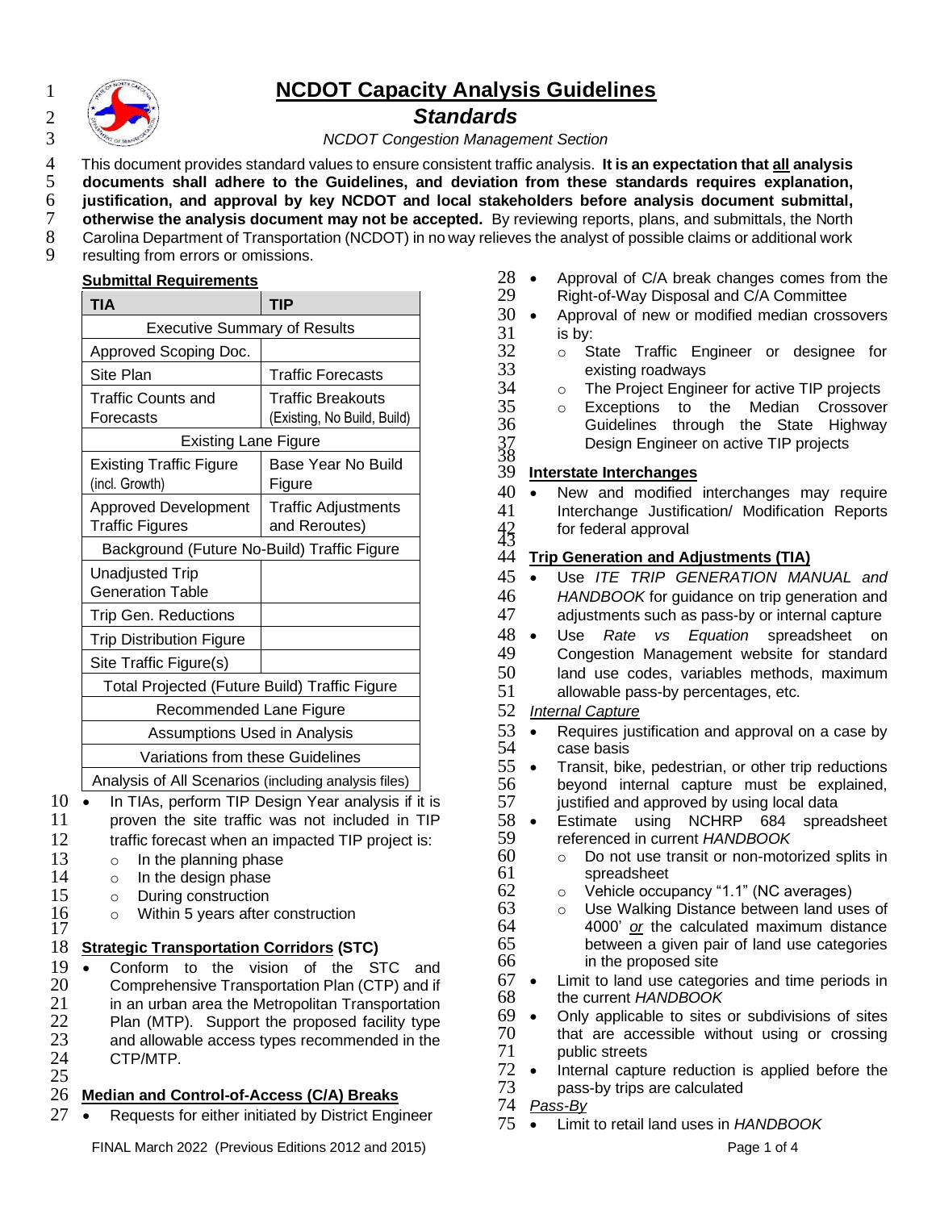# NCDOT Capacity Analysis Guidelines

## *Standards*

*NCDOT Congestion Management Section*

This document provides standard values to ensure consistent traffic analysis. **It is an expectation that all analysis documents shall adhere to the Guidelines, and deviation from these standards requires explanation, justification, and approval by key NCDOT and local stakeholders before analysis document submittal, otherwise the analysis document may not be accepted.** By reviewing reports, plans, and submittals, the North Carolina Department of Transportation (NCDOT) in no way relieves the analyst of possible claims or additional work resulting from errors or omissions.

### Submittal Requirements

| TIA | TIP |
|---|---|
| Executive Summary of Results | |
| Approved Scoping Doc. | |
| Site Plan | Traffic Forecasts |
| Traffic Counts and Forecasts | Traffic Breakouts (Existing, No Build, Build) |
| Existing Lane Figure | |
| Existing Traffic Figure (incl. Growth) | Base Year No Build Figure |
| Approved Development Traffic Figures | Traffic Adjustments and Reroutes) |
| Background (Future No-Build) Traffic Figure | |
| Unadjusted Trip Generation Table | |
| Trip Gen. Reductions | |
| Trip Distribution Figure | |
| Site Traffic Figure(s) | |
| Total Projected (Future Build) Traffic Figure | |
| Recommended Lane Figure | |
| Assumptions Used in Analysis | |
| Variations from these Guidelines | |
| Analysis of All Scenarios (including analysis files) | |

- In TIAs, perform TIP Design Year analysis if it is proven the site traffic was not included in TIP traffic forecast when an impacted TIP project is:
  - In the planning phase
  - In the design phase
  - During construction
  - Within 5 years after construction

### Strategic Transportation Corridors (STC)

- Conform to the vision of the STC and Comprehensive Transportation Plan (CTP) and if in an urban area the Metropolitan Transportation Plan (MTP). Support the proposed facility type and allowable access types recommended in the CTP/MTP.

### Median and Control-of-Access (C/A) Breaks

- Requests for either initiated by District Engineer
- Approval of C/A break changes comes from the Right-of-Way Disposal and C/A Committee
- Approval of new or modified median crossovers is by:
  - State Traffic Engineer or designee for existing roadways
  - The Project Engineer for active TIP projects
  - Exceptions to the Median Crossover Guidelines through the State Highway Design Engineer on active TIP projects

### Interstate Interchanges

- New and modified interchanges may require Interchange Justification/ Modification Reports for federal approval

### Trip Generation and Adjustments (TIA)

- Use *ITE TRIP GENERATION MANUAL and HANDBOOK* for guidance on trip generation and adjustments such as pass-by or internal capture
- Use *Rate vs Equation* spreadsheet on Congestion Management website for standard land use codes, variables methods, maximum allowable pass-by percentages, etc.

*Internal Capture*

- Requires justification and approval on a case by case basis
- Transit, bike, pedestrian, or other trip reductions beyond internal capture must be explained, justified and approved by using local data
- Estimate using NCHRP 684 spreadsheet referenced in current *HANDBOOK*
  - Do not use transit or non-motorized splits in spreadsheet
  - Vehicle occupancy "1.1" (NC averages)
  - Use Walking Distance between land uses of 4000' *or* the calculated maximum distance between a given pair of land use categories in the proposed site
- Limit to land use categories and time periods in the current *HANDBOOK*
- Only applicable to sites or subdivisions of sites that are accessible without using or crossing public streets
- Internal capture reduction is applied before the pass-by trips are calculated

*Pass-By*

- Limit to retail land uses in *HANDBOOK*

FINAL March 2022 (Previous Editions 2012 and 2015)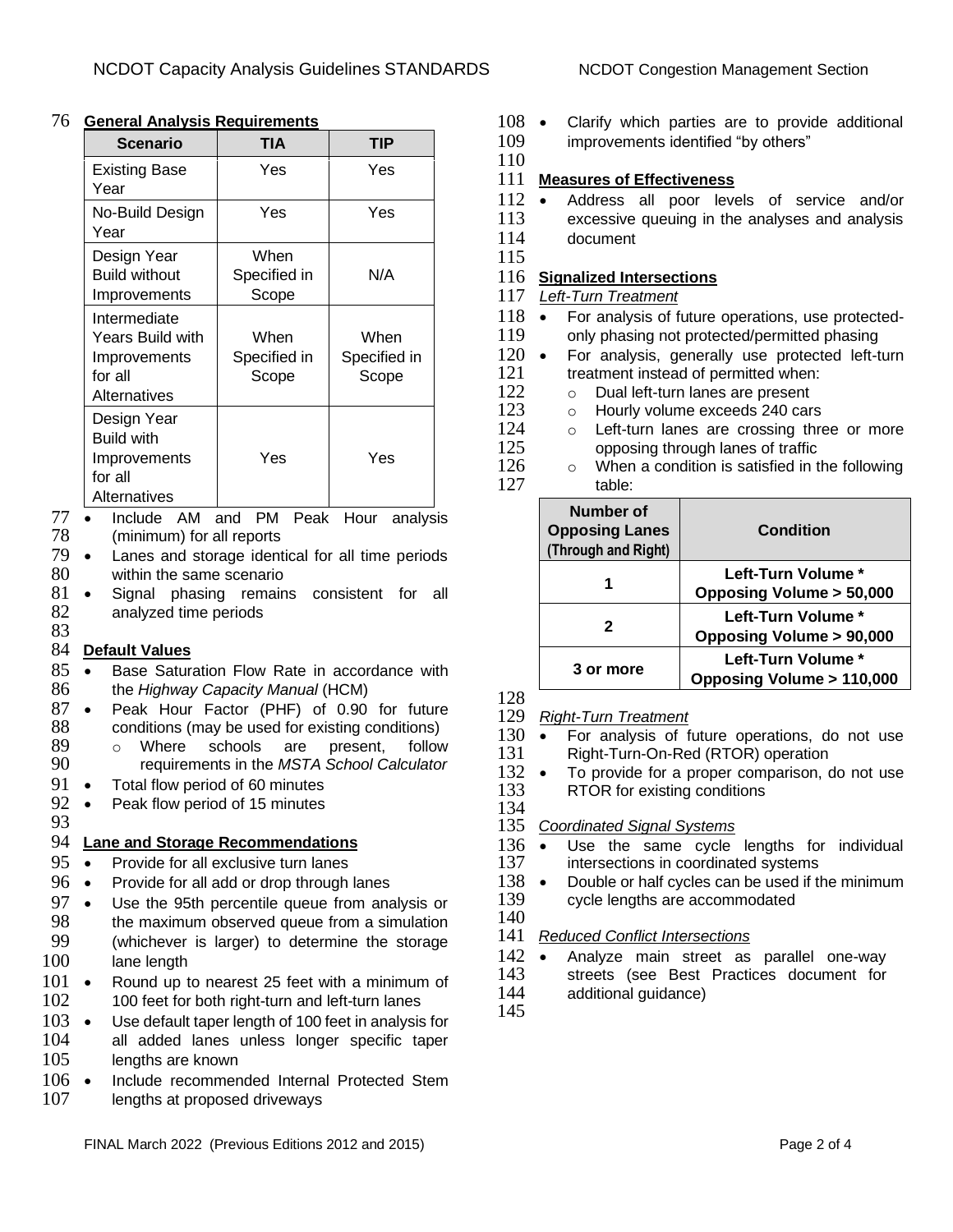**General Analysis Requirements**

| Scenario | TIA | TIP |
|---|---|---|
| Existing Base Year | Yes | Yes |
| No-Build Design Year | Yes | Yes |
| Design Year Build without Improvements | When Specified in Scope | N/A |
| Intermediate Years Build with Improvements for all Alternatives | When Specified in Scope | When Specified in Scope |
| Design Year Build with Improvements for all Alternatives | Yes | Yes |

- Include AM and PM Peak Hour analysis (minimum) for all reports
- Lanes and storage identical for all time periods within the same scenario
- Signal phasing remains consistent for all analyzed time periods

**Default Values**

- Base Saturation Flow Rate in accordance with the *Highway Capacity Manual* (HCM)
- Peak Hour Factor (PHF) of 0.90 for future conditions (may be used for existing conditions)
  - Where schools are present, follow requirements in the *MSTA School Calculator*
- Total flow period of 60 minutes
- Peak flow period of 15 minutes

**Lane and Storage Recommendations**

- Provide for all exclusive turn lanes
- Provide for all add or drop through lanes
- Use the 95th percentile queue from analysis or the maximum observed queue from a simulation (whichever is larger) to determine the storage lane length
- Round up to nearest 25 feet with a minimum of 100 feet for both right-turn and left-turn lanes
- Use default taper length of 100 feet in analysis for all added lanes unless longer specific taper lengths are known
- Include recommended Internal Protected Stem lengths at proposed driveways
- Clarify which parties are to provide additional improvements identified "by others"

**Measures of Effectiveness**

- Address all poor levels of service and/or excessive queuing in the analyses and analysis document

**Signalized Intersections**

*Left-Turn Treatment*

- For analysis of future operations, use protected-only phasing not protected/permitted phasing
- For analysis, generally use protected left-turn treatment instead of permitted when:
  - Dual left-turn lanes are present
  - Hourly volume exceeds 240 cars
  - Left-turn lanes are crossing three or more opposing through lanes of traffic
  - When a condition is satisfied in the following table:

| Number of Opposing Lanes (Through and Right) | Condition |
|---|---|
| 1 | Left-Turn Volume * Opposing Volume > 50,000 |
| 2 | Left-Turn Volume * Opposing Volume > 90,000 |
| 3 or more | Left-Turn Volume * Opposing Volume > 110,000 |

*Right-Turn Treatment*

- For analysis of future operations, do not use Right-Turn-On-Red (RTOR) operation
- To provide for a proper comparison, do not use RTOR for existing conditions

*Coordinated Signal Systems*

- Use the same cycle lengths for individual intersections in coordinated systems
- Double or half cycles can be used if the minimum cycle lengths are accommodated

*Reduced Conflict Intersections*

- Analyze main street as parallel one-way streets (see Best Practices document for additional guidance)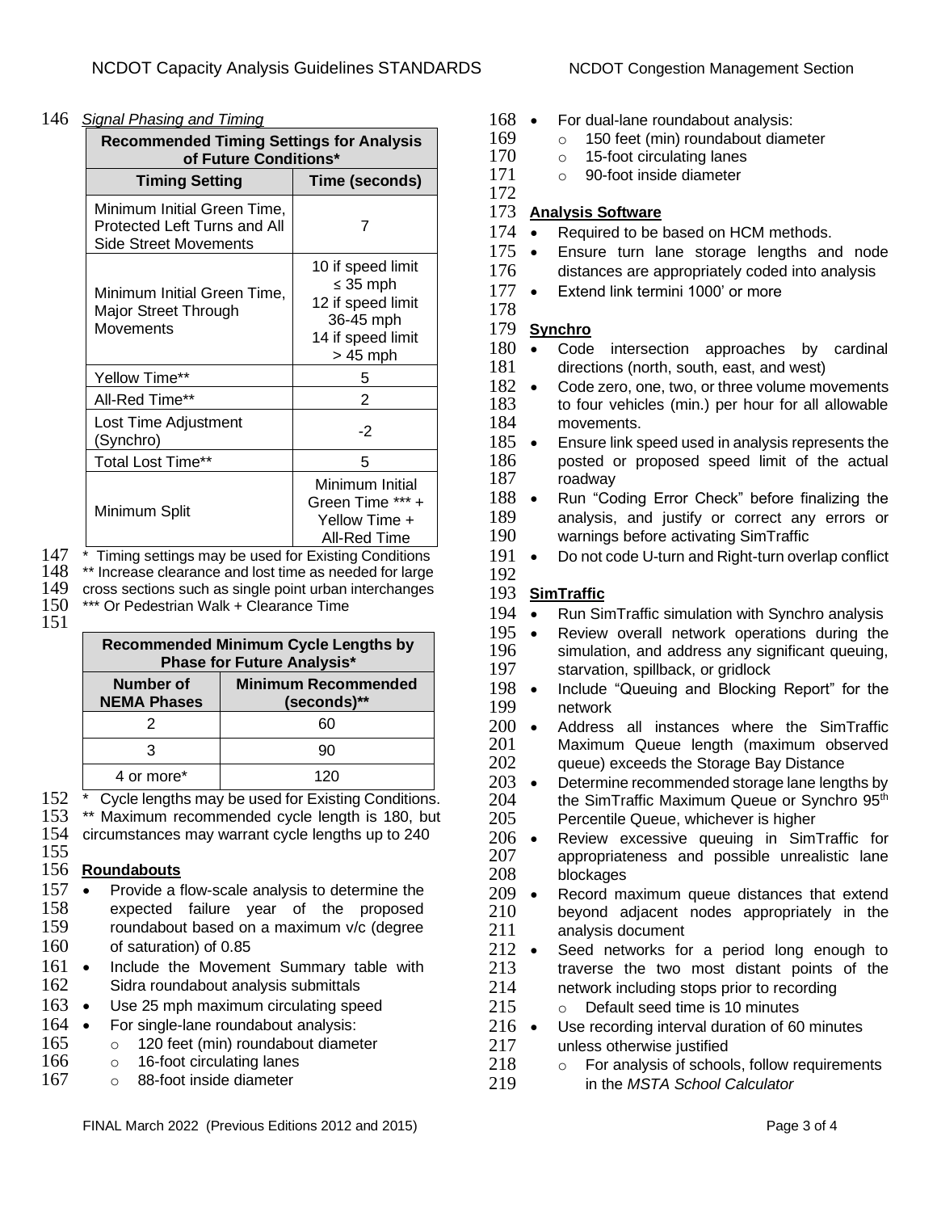*Signal Phasing and Timing*

| Recommended Timing Settings for Analysis of Future Conditions* | |
|---|---|
| **Timing Setting** | **Time (seconds)** |
| Minimum Initial Green Time, Protected Left Turns and All Side Street Movements | 7 |
| Minimum Initial Green Time, Major Street Through Movements | 10 if speed limit ≤ 35 mph<br>12 if speed limit 36-45 mph<br>14 if speed limit > 45 mph |
| Yellow Time** | 5 |
| All-Red Time** | 2 |
| Lost Time Adjustment (Synchro) | -2 |
| Total Lost Time** | 5 |
| Minimum Split | Minimum Initial Green Time *** + Yellow Time + All-Red Time |

\* Timing settings may be used for Existing Conditions
** Increase clearance and lost time as needed for large cross sections such as single point urban interchanges
*** Or Pedestrian Walk + Clearance Time

| Recommended Minimum Cycle Lengths by Phase for Future Analysis* | |
|---|---|
| **Number of NEMA Phases** | **Minimum Recommended (seconds)**** |
| 2 | 60 |
| 3 | 90 |
| 4 or more* | 120 |

\* Cycle lengths may be used for Existing Conditions.
** Maximum recommended cycle length is 180, but circumstances may warrant cycle lengths up to 240

## Roundabouts

- Provide a flow-scale analysis to determine the expected failure year of the proposed roundabout based on a maximum v/c (degree of saturation) of 0.85
- Include the Movement Summary table with Sidra roundabout analysis submittals
- Use 25 mph maximum circulating speed
- For single-lane roundabout analysis:
  - 120 feet (min) roundabout diameter
  - 16-foot circulating lanes
  - 88-foot inside diameter
- For dual-lane roundabout analysis:
  - 150 feet (min) roundabout diameter
  - 15-foot circulating lanes
  - 90-foot inside diameter

## Analysis Software

- Required to be based on HCM methods.
- Ensure turn lane storage lengths and node distances are appropriately coded into analysis
- Extend link termini 1000' or more

## Synchro

- Code intersection approaches by cardinal directions (north, south, east, and west)
- Code zero, one, two, or three volume movements to four vehicles (min.) per hour for all allowable movements.
- Ensure link speed used in analysis represents the posted or proposed speed limit of the actual roadway
- Run "Coding Error Check" before finalizing the analysis, and justify or correct any errors or warnings before activating SimTraffic
- Do not code U-turn and Right-turn overlap conflict

## SimTraffic

- Run SimTraffic simulation with Synchro analysis
- Review overall network operations during the simulation, and address any significant queuing, starvation, spillback, or gridlock
- Include "Queuing and Blocking Report" for the network
- Address all instances where the SimTraffic Maximum Queue length (maximum observed queue) exceeds the Storage Bay Distance
- Determine recommended storage lane lengths by the SimTraffic Maximum Queue or Synchro 95th Percentile Queue, whichever is higher
- Review excessive queuing in SimTraffic for appropriateness and possible unrealistic lane blockages
- Record maximum queue distances that extend beyond adjacent nodes appropriately in the analysis document
- Seed networks for a period long enough to traverse the two most distant points of the network including stops prior to recording
  - Default seed time is 10 minutes
- Use recording interval duration of 60 minutes unless otherwise justified
  - For analysis of schools, follow requirements in the *MSTA School Calculator*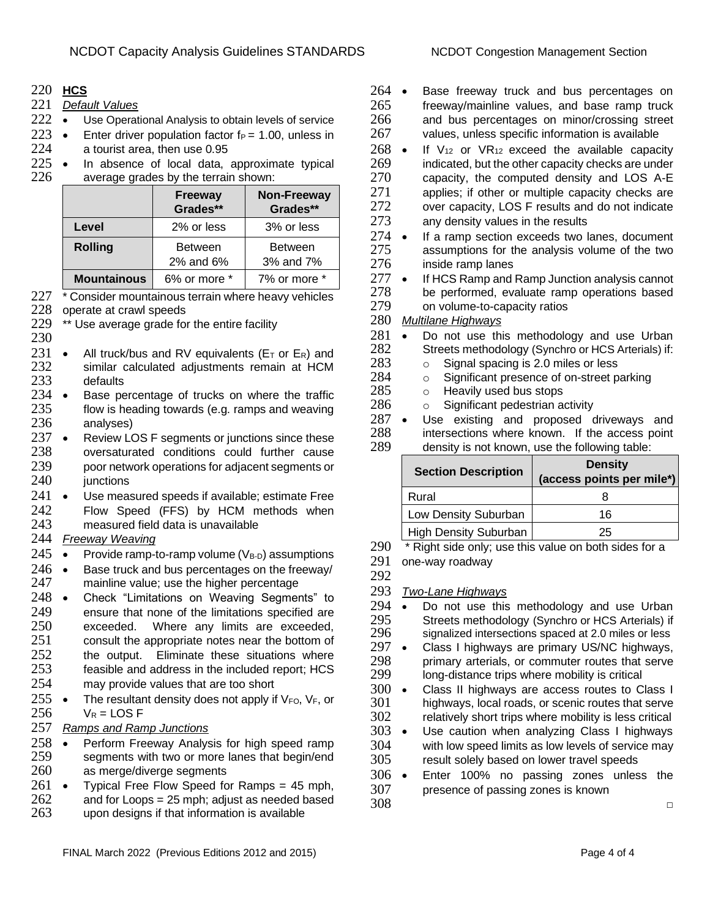## HCS

*Default Values*

- Use Operational Analysis to obtain levels of service
- Enter driver population factor $f_P$ = 1.00, unless in a tourist area, then use 0.95
- In absence of local data, approximate typical average grades by the terrain shown:

| | Freeway Grades** | Non-Freeway Grades** |
|---|---|---|
| **Level** | 2% or less | 3% or less |
| **Rolling** | Between 2% and 6% | Between 3% and 7% |
| **Mountainous** | 6% or more * | 7% or more * |

\* Consider mountainous terrain where heavy vehicles operate at crawl speeds

** Use average grade for the entire facility

- All truck/bus and RV equivalents ($E_T$ or $E_R$) and similar calculated adjustments remain at HCM defaults
- Base percentage of trucks on where the traffic flow is heading towards (e.g. ramps and weaving analyses)
- Review LOS F segments or junctions since these oversaturated conditions could further cause poor network operations for adjacent segments or junctions
- Use measured speeds if available; estimate Free Flow Speed (FFS) by HCM methods when measured field data is unavailable

*Freeway Weaving*

- Provide ramp-to-ramp volume ($V_{B-D}$) assumptions
- Base truck and bus percentages on the freeway/ mainline value; use the higher percentage
- Check "Limitations on Weaving Segments" to ensure that none of the limitations specified are exceeded. Where any limits are exceeded, consult the appropriate notes near the bottom of the output. Eliminate these situations where feasible and address in the included report; HCS may provide values that are too short
- The resultant density does not apply if $V_{FO}$, $V_F$, or $V_R$ = LOS F

*Ramps and Ramp Junctions*

- Perform Freeway Analysis for high speed ramp segments with two or more lanes that begin/end as merge/diverge segments
- Typical Free Flow Speed for Ramps = 45 mph, and for Loops = 25 mph; adjust as needed based upon designs if that information is available
- Base freeway truck and bus percentages on freeway/mainline values, and base ramp truck and bus percentages on minor/crossing street values, unless specific information is available
- If $V_{12}$ or $VR_{12}$ exceed the available capacity indicated, but the other capacity checks are under capacity, the computed density and LOS A-E applies; if other or multiple capacity checks are over capacity, LOS F results and do not indicate any density values in the results
- If a ramp section exceeds two lanes, document assumptions for the analysis volume of the two inside ramp lanes
- If HCS Ramp and Ramp Junction analysis cannot be performed, evaluate ramp operations based on volume-to-capacity ratios

*Multilane Highways*

- Do not use this methodology and use Urban Streets methodology (Synchro or HCS Arterials) if:
  - Signal spacing is 2.0 miles or less
  - Significant presence of on-street parking
  - Heavily used bus stops
  - Significant pedestrian activity
- Use existing and proposed driveways and intersections where known. If the access point density is not known, use the following table:

| Section Description | Density (access points per mile*) |
|---|---|
| Rural | 8 |
| Low Density Suburban | 16 |
| High Density Suburban | 25 |

\* Right side only; use this value on both sides for a one-way roadway

*Two-Lane Highways*

- Do not use this methodology and use Urban Streets methodology (Synchro or HCS Arterials) if signalized intersections spaced at 2.0 miles or less
- Class I highways are primary US/NC highways, primary arterials, or commuter routes that serve long-distance trips where mobility is critical
- Class II highways are access routes to Class I highways, local roads, or scenic routes that serve relatively short trips where mobility is less critical
- Use caution when analyzing Class I highways with low speed limits as low levels of service may result solely based on lower travel speeds
- Enter 100% no passing zones unless the presence of passing zones is known

□